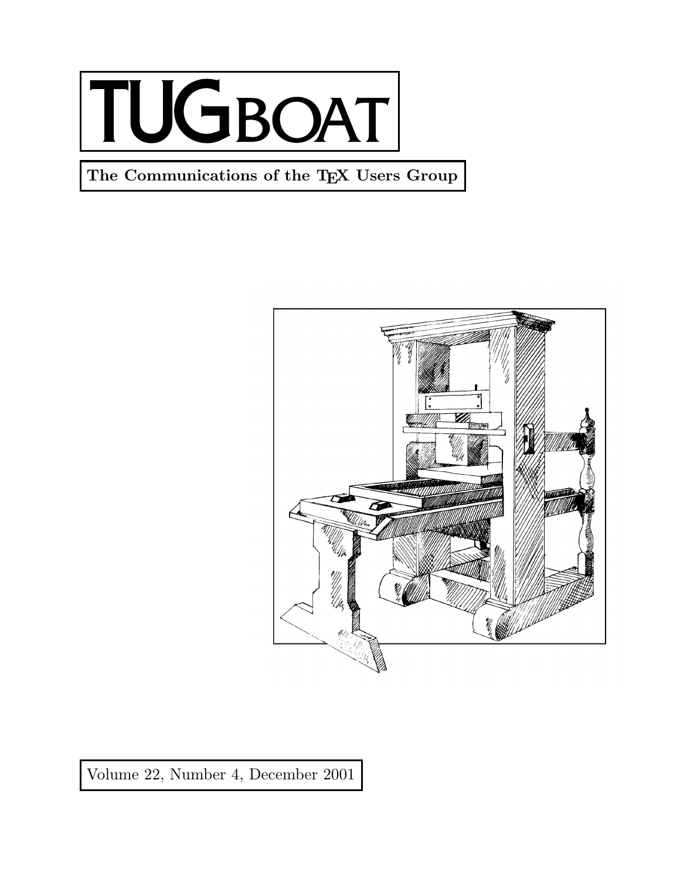# TUGBOAT

**The Communications of the TEX Users Group**

Volume 22, Number 4, December 2001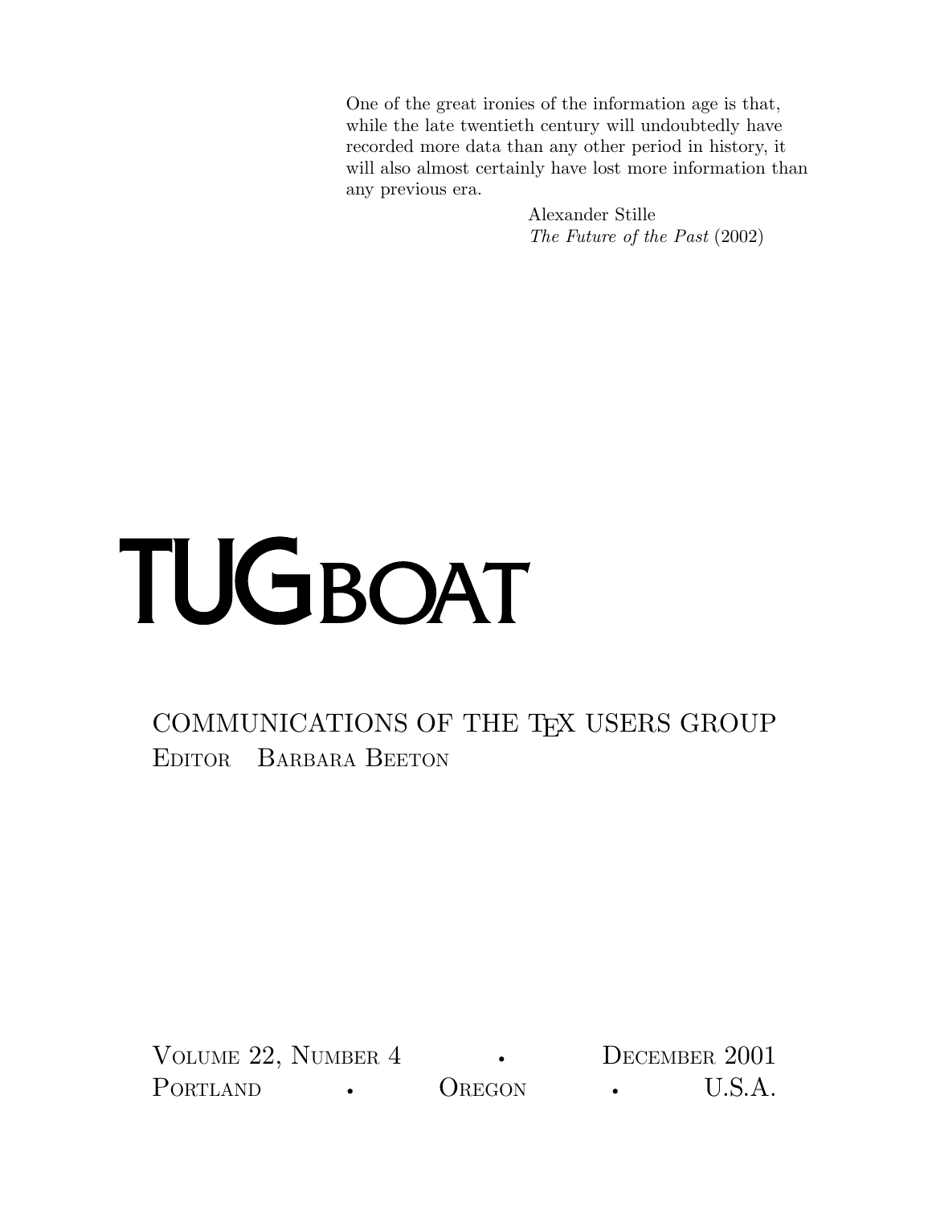> One of the great ironies of the information age is that, while the late twentieth century will undoubtedly have recorded more data than any other period in history, it will also almost certainly have lost more information than any previous era.
>
> Alexander Stille
> *The Future of the Past* (2002)

# TUGboat

COMMUNICATIONS OF THE TEX USERS GROUP

Editor Barbara Beeton

Volume 22, Number 4 • December 2001

Portland • Oregon • U.S.A.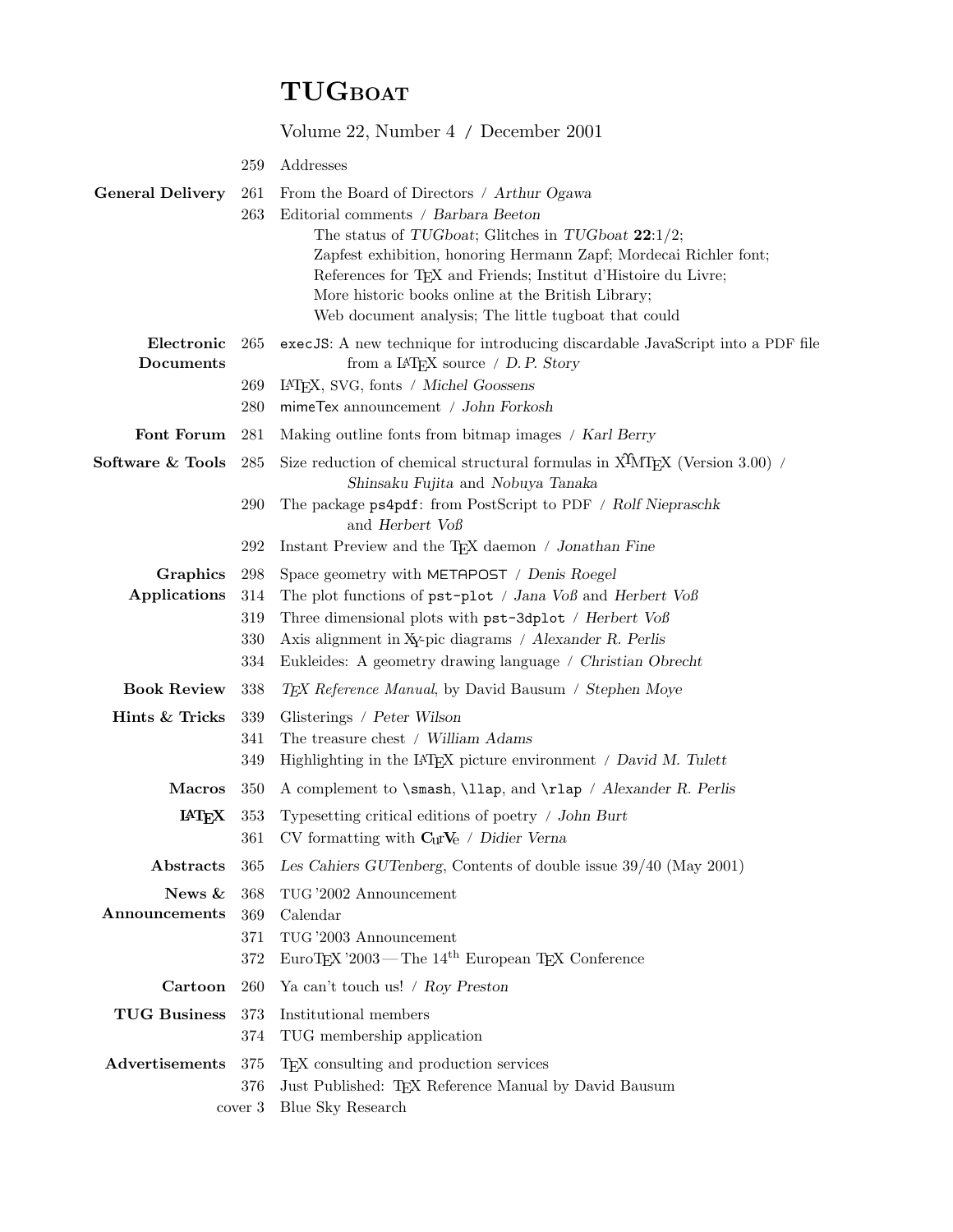# TUGboat

Volume 22, Number 4 / December 2001

| | | |
|---|---|---|
| | 259 | Addresses |
| **General Delivery** | 261 | From the Board of Directors / *Arthur Ogawa* |
| | 263 | Editorial comments / *Barbara Beeton* The status of *TUGboat*; Glitches in *TUGboat* **22**:1/2; Zapfest exhibition, honoring Hermann Zapf; Mordecai Richler font; References for TeX and Friends; Institut d'Histoire du Livre; More historic books online at the British Library; Web document analysis; The little tugboat that could |
| **Electronic Documents** | 265 | `execJS`: A new technique for introducing discardable JavaScript into a PDF file from a LaTeX source / *D. P. Story* |
| | 269 | LaTeX, SVG, fonts / *Michel Goossens* |
| | 280 | mimeTex announcement / *John Forkosh* |
| **Font Forum** | 281 | Making outline fonts from bitmap images / *Karl Berry* |
| **Software & Tools** | 285 | Size reduction of chemical structural formulas in XΥMTeX (Version 3.00) / *Shinsaku Fujita* and *Nobuya Tanaka* |
| | 290 | The package `ps4pdf`: from PostScript to PDF / *Rolf Niepraschk* and *Herbert Voß* |
| | 292 | Instant Preview and the TeX daemon / *Jonathan Fine* |
| **Graphics Applications** | 298 | Space geometry with METAPOST / *Denis Roegel* |
| | 314 | The plot functions of `pst-plot` / *Jana Voß* and *Herbert Voß* |
| | 319 | Three dimensional plots with `pst-3dplot` / *Herbert Voß* |
| | 330 | Axis alignment in XY-pic diagrams / *Alexander R. Perlis* |
| | 334 | Eukleides: A geometry drawing language / *Christian Obrecht* |
| **Book Review** | 338 | *TeX Reference Manual*, by David Bausum / *Stephen Moye* |
| **Hints & Tricks** | 339 | Glisterings / *Peter Wilson* |
| | 341 | The treasure chest / *William Adams* |
| | 349 | Highlighting in the LaTeX picture environment / *David M. Tulett* |
| **Macros** | 350 | A complement to `\smash`, `\llap`, and `\rlap` / *Alexander R. Perlis* |
| **LaTeX** | 353 | Typesetting critical editions of poetry / *John Burt* |
| | 361 | CV formatting with CurVe / *Didier Verna* |
| **Abstracts** | 365 | *Les Cahiers GUTenberg*, Contents of double issue 39/40 (May 2001) |
| **News & Announcements** | 368 | TUG '2002 Announcement |
| | 369 | Calendar |
| | 371 | TUG '2003 Announcement |
| | 372 | EuroTeX '2003 — The 14th European TeX Conference |
| **Cartoon** | 260 | Ya can't touch us! / *Roy Preston* |
| **TUG Business** | 373 | Institutional members |
| | 374 | TUG membership application |
| **Advertisements** | 375 | TeX consulting and production services |
| | 376 | Just Published: TeX Reference Manual by David Bausum |
| | cover 3 | Blue Sky Research |